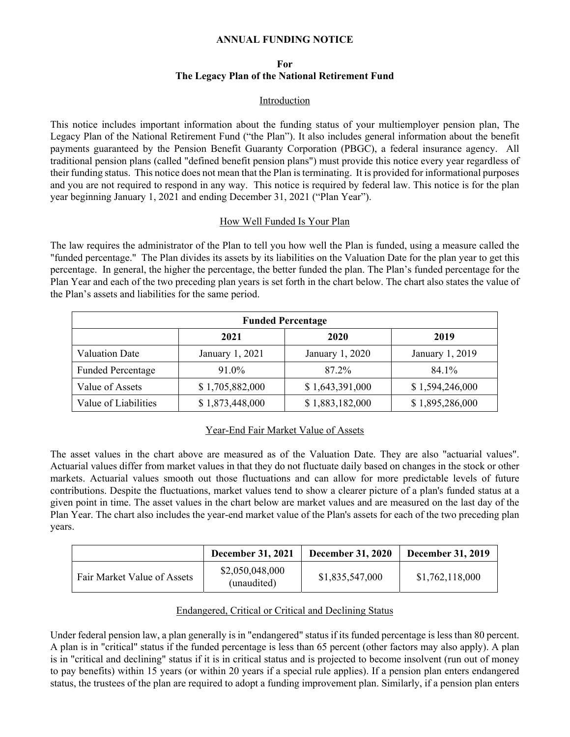# ANNUAL FUNDING NOTICE

## For
## The Legacy Plan of the National Retirement Fund

### Introduction

This notice includes important information about the funding status of your multiemployer pension plan, The Legacy Plan of the National Retirement Fund ("the Plan"). It also includes general information about the benefit payments guaranteed by the Pension Benefit Guaranty Corporation (PBGC), a federal insurance agency. All traditional pension plans (called "defined benefit pension plans") must provide this notice every year regardless of their funding status. This notice does not mean that the Plan is terminating. It is provided for informational purposes and you are not required to respond in any way. This notice is required by federal law. This notice is for the plan year beginning January 1, 2021 and ending December 31, 2021 ("Plan Year").

### How Well Funded Is Your Plan

The law requires the administrator of the Plan to tell you how well the Plan is funded, using a measure called the "funded percentage." The Plan divides its assets by its liabilities on the Valuation Date for the plan year to get this percentage. In general, the higher the percentage, the better funded the plan. The Plan's funded percentage for the Plan Year and each of the two preceding plan years is set forth in the chart below. The chart also states the value of the Plan's assets and liabilities for the same period.

| Funded Percentage | | | |
|---|---|---|---|
| | **2021** | **2020** | **2019** |
| Valuation Date | January 1, 2021 | January 1, 2020 | January 1, 2019 |
| Funded Percentage | 91.0% | 87.2% | 84.1% |
| Value of Assets | $ 1,705,882,000 | $ 1,643,391,000 | $ 1,594,246,000 |
| Value of Liabilities | $ 1,873,448,000 | $ 1,883,182,000 | $ 1,895,286,000 |

### Year-End Fair Market Value of Assets

The asset values in the chart above are measured as of the Valuation Date. They are also "actuarial values". Actuarial values differ from market values in that they do not fluctuate daily based on changes in the stock or other markets. Actuarial values smooth out those fluctuations and can allow for more predictable levels of future contributions. Despite the fluctuations, market values tend to show a clearer picture of a plan's funded status at a given point in time. The asset values in the chart below are market values and are measured on the last day of the Plan Year. The chart also includes the year-end market value of the Plan's assets for each of the two preceding plan years.

| | December 31, 2021 | December 31, 2020 | December 31, 2019 |
|---|---|---|---|
| Fair Market Value of Assets | $2,050,048,000 (unaudited) | $1,835,547,000 | $1,762,118,000 |

### Endangered, Critical or Critical and Declining Status

Under federal pension law, a plan generally is in "endangered" status if its funded percentage is less than 80 percent. A plan is in "critical" status if the funded percentage is less than 65 percent (other factors may also apply). A plan is in "critical and declining" status if it is in critical status and is projected to become insolvent (run out of money to pay benefits) within 15 years (or within 20 years if a special rule applies). If a pension plan enters endangered status, the trustees of the plan are required to adopt a funding improvement plan. Similarly, if a pension plan enters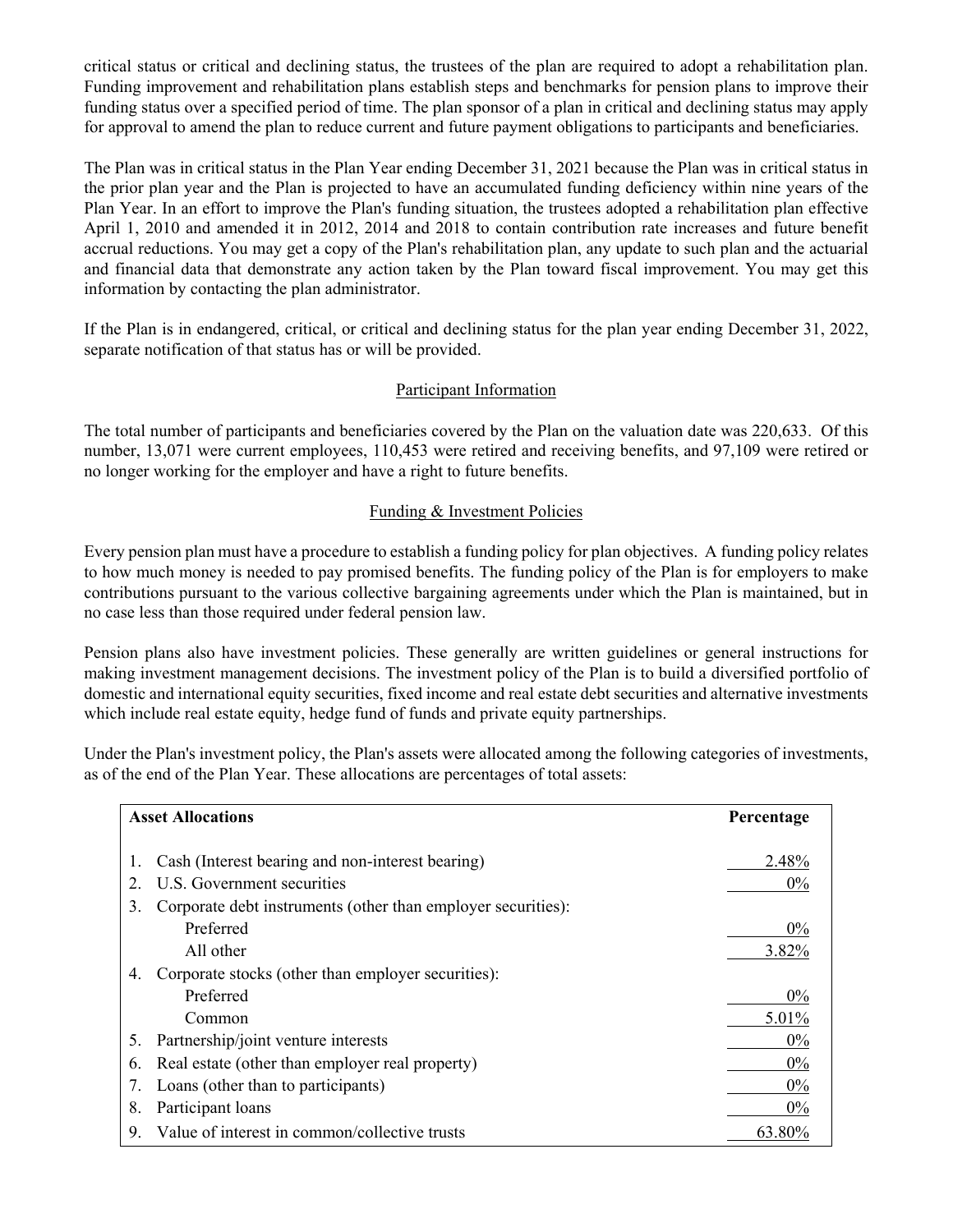critical status or critical and declining status, the trustees of the plan are required to adopt a rehabilitation plan. Funding improvement and rehabilitation plans establish steps and benchmarks for pension plans to improve their funding status over a specified period of time. The plan sponsor of a plan in critical and declining status may apply for approval to amend the plan to reduce current and future payment obligations to participants and beneficiaries.

The Plan was in critical status in the Plan Year ending December 31, 2021 because the Plan was in critical status in the prior plan year and the Plan is projected to have an accumulated funding deficiency within nine years of the Plan Year. In an effort to improve the Plan's funding situation, the trustees adopted a rehabilitation plan effective April 1, 2010 and amended it in 2012, 2014 and 2018 to contain contribution rate increases and future benefit accrual reductions. You may get a copy of the Plan's rehabilitation plan, any update to such plan and the actuarial and financial data that demonstrate any action taken by the Plan toward fiscal improvement. You may get this information by contacting the plan administrator.

If the Plan is in endangered, critical, or critical and declining status for the plan year ending December 31, 2022, separate notification of that status has or will be provided.

## Participant Information

The total number of participants and beneficiaries covered by the Plan on the valuation date was 220,633. Of this number, 13,071 were current employees, 110,453 were retired and receiving benefits, and 97,109 were retired or no longer working for the employer and have a right to future benefits.

## Funding & Investment Policies

Every pension plan must have a procedure to establish a funding policy for plan objectives. A funding policy relates to how much money is needed to pay promised benefits. The funding policy of the Plan is for employers to make contributions pursuant to the various collective bargaining agreements under which the Plan is maintained, but in no case less than those required under federal pension law.

Pension plans also have investment policies. These generally are written guidelines or general instructions for making investment management decisions. The investment policy of the Plan is to build a diversified portfolio of domestic and international equity securities, fixed income and real estate debt securities and alternative investments which include real estate equity, hedge fund of funds and private equity partnerships.

Under the Plan's investment policy, the Plan's assets were allocated among the following categories of investments, as of the end of the Plan Year. These allocations are percentages of total assets:

| Asset Allocations | Percentage |
|---|---|
| 1. Cash (Interest bearing and non-interest bearing) | 2.48% |
| 2. U.S. Government securities | 0% |
| 3. Corporate debt instruments (other than employer securities): | |
| Preferred | 0% |
| All other | 3.82% |
| 4. Corporate stocks (other than employer securities): | |
| Preferred | 0% |
| Common | 5.01% |
| 5. Partnership/joint venture interests | 0% |
| 6. Real estate (other than employer real property) | 0% |
| 7. Loans (other than to participants) | 0% |
| 8. Participant loans | 0% |
| 9. Value of interest in common/collective trusts | 63.80% |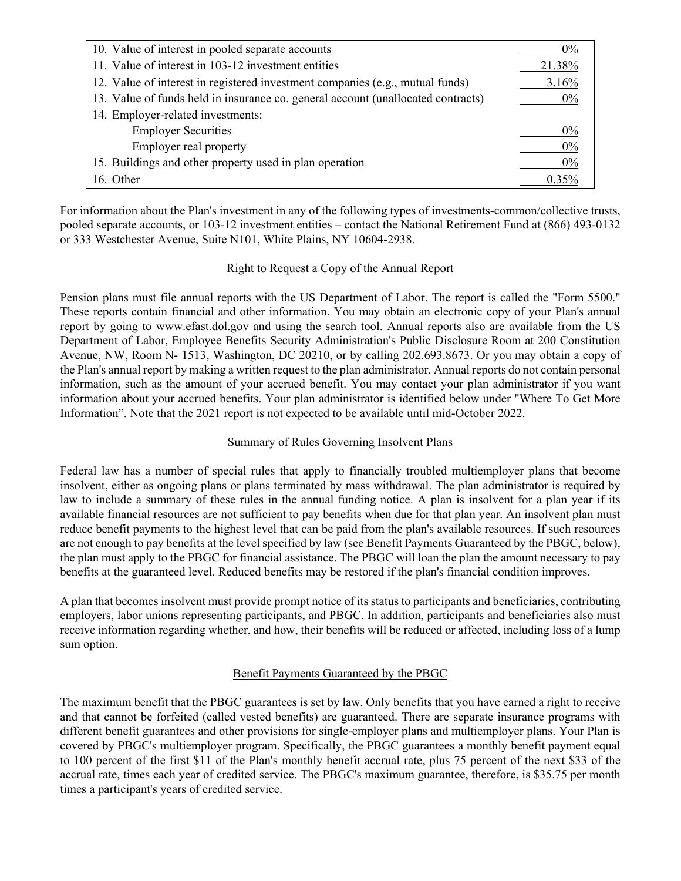| | |
|---|---|
| 10. Value of interest in pooled separate accounts | 0% |
| 11. Value of interest in 103-12 investment entities | 21.38% |
| 12. Value of interest in registered investment companies (e.g., mutual funds) | 3.16% |
| 13. Value of funds held in insurance co. general account (unallocated contracts) | 0% |
| 14. Employer-related investments: | |
| Employer Securities | 0% |
| Employer real property | 0% |
| 15. Buildings and other property used in plan operation | 0% |
| 16. Other | 0.35% |

For information about the Plan's investment in any of the following types of investments-common/collective trusts, pooled separate accounts, or 103-12 investment entities – contact the National Retirement Fund at (866) 493-0132 or 333 Westchester Avenue, Suite N101, White Plains, NY 10604-2938.

## Right to Request a Copy of the Annual Report

Pension plans must file annual reports with the US Department of Labor. The report is called the "Form 5500." These reports contain financial and other information. You may obtain an electronic copy of your Plan's annual report by going to www.efast.dol.gov and using the search tool. Annual reports also are available from the US Department of Labor, Employee Benefits Security Administration's Public Disclosure Room at 200 Constitution Avenue, NW, Room N- 1513, Washington, DC 20210, or by calling 202.693.8673. Or you may obtain a copy of the Plan's annual report by making a written request to the plan administrator. Annual reports do not contain personal information, such as the amount of your accrued benefit. You may contact your plan administrator if you want information about your accrued benefits. Your plan administrator is identified below under "Where To Get More Information". Note that the 2021 report is not expected to be available until mid-October 2022.

## Summary of Rules Governing Insolvent Plans

Federal law has a number of special rules that apply to financially troubled multiemployer plans that become insolvent, either as ongoing plans or plans terminated by mass withdrawal. The plan administrator is required by law to include a summary of these rules in the annual funding notice. A plan is insolvent for a plan year if its available financial resources are not sufficient to pay benefits when due for that plan year. An insolvent plan must reduce benefit payments to the highest level that can be paid from the plan's available resources. If such resources are not enough to pay benefits at the level specified by law (see Benefit Payments Guaranteed by the PBGC, below), the plan must apply to the PBGC for financial assistance. The PBGC will loan the plan the amount necessary to pay benefits at the guaranteed level. Reduced benefits may be restored if the plan's financial condition improves.

A plan that becomes insolvent must provide prompt notice of its status to participants and beneficiaries, contributing employers, labor unions representing participants, and PBGC. In addition, participants and beneficiaries also must receive information regarding whether, and how, their benefits will be reduced or affected, including loss of a lump sum option.

## Benefit Payments Guaranteed by the PBGC

The maximum benefit that the PBGC guarantees is set by law. Only benefits that you have earned a right to receive and that cannot be forfeited (called vested benefits) are guaranteed. There are separate insurance programs with different benefit guarantees and other provisions for single-employer plans and multiemployer plans. Your Plan is covered by PBGC's multiemployer program. Specifically, the PBGC guarantees a monthly benefit payment equal to 100 percent of the first $11 of the Plan's monthly benefit accrual rate, plus 75 percent of the next $33 of the accrual rate, times each year of credited service. The PBGC's maximum guarantee, therefore, is $35.75 per month times a participant's years of credited service.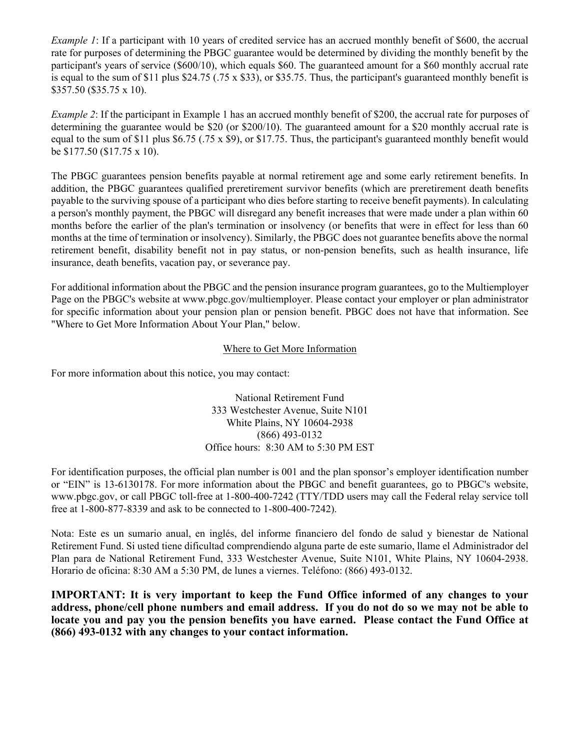*Example 1*: If a participant with 10 years of credited service has an accrued monthly benefit of $600, the accrual rate for purposes of determining the PBGC guarantee would be determined by dividing the monthly benefit by the participant's years of service ($600/10), which equals $60. The guaranteed amount for a $60 monthly accrual rate is equal to the sum of $11 plus $24.75 (.75 x $33), or $35.75. Thus, the participant's guaranteed monthly benefit is $357.50 ($35.75 x 10).

*Example 2*: If the participant in Example 1 has an accrued monthly benefit of $200, the accrual rate for purposes of determining the guarantee would be $20 (or $200/10). The guaranteed amount for a $20 monthly accrual rate is equal to the sum of $11 plus $6.75 (.75 x $9), or $17.75. Thus, the participant's guaranteed monthly benefit would be $177.50 ($17.75 x 10).

The PBGC guarantees pension benefits payable at normal retirement age and some early retirement benefits. In addition, the PBGC guarantees qualified preretirement survivor benefits (which are preretirement death benefits payable to the surviving spouse of a participant who dies before starting to receive benefit payments). In calculating a person's monthly payment, the PBGC will disregard any benefit increases that were made under a plan within 60 months before the earlier of the plan's termination or insolvency (or benefits that were in effect for less than 60 months at the time of termination or insolvency). Similarly, the PBGC does not guarantee benefits above the normal retirement benefit, disability benefit not in pay status, or non-pension benefits, such as health insurance, life insurance, death benefits, vacation pay, or severance pay.

For additional information about the PBGC and the pension insurance program guarantees, go to the Multiemployer Page on the PBGC's website at www.pbgc.gov/multiemployer. Please contact your employer or plan administrator for specific information about your pension plan or pension benefit. PBGC does not have that information. See "Where to Get More Information About Your Plan," below.

## Where to Get More Information

For more information about this notice, you may contact:

National Retirement Fund
333 Westchester Avenue, Suite N101
White Plains, NY 10604-2938
(866) 493-0132
Office hours: 8:30 AM to 5:30 PM EST

For identification purposes, the official plan number is 001 and the plan sponsor's employer identification number or "EIN" is 13-6130178. For more information about the PBGC and benefit guarantees, go to PBGC's website, www.pbgc.gov, or call PBGC toll-free at 1-800-400-7242 (TTY/TDD users may call the Federal relay service toll free at 1-800-877-8339 and ask to be connected to 1-800-400-7242).

Nota: Este es un sumario anual, en inglés, del informe financiero del fondo de salud y bienestar de National Retirement Fund. Si usted tiene dificultad comprendiendo alguna parte de este sumario, llame el Administrador del Plan para de National Retirement Fund, 333 Westchester Avenue, Suite N101, White Plains, NY 10604-2938. Horario de oficina: 8:30 AM a 5:30 PM, de lunes a viernes. Teléfono: (866) 493-0132.

**IMPORTANT: It is very important to keep the Fund Office informed of any changes to your address, phone/cell phone numbers and email address. If you do not do so we may not be able to locate you and pay you the pension benefits you have earned. Please contact the Fund Office at (866) 493-0132 with any changes to your contact information.**